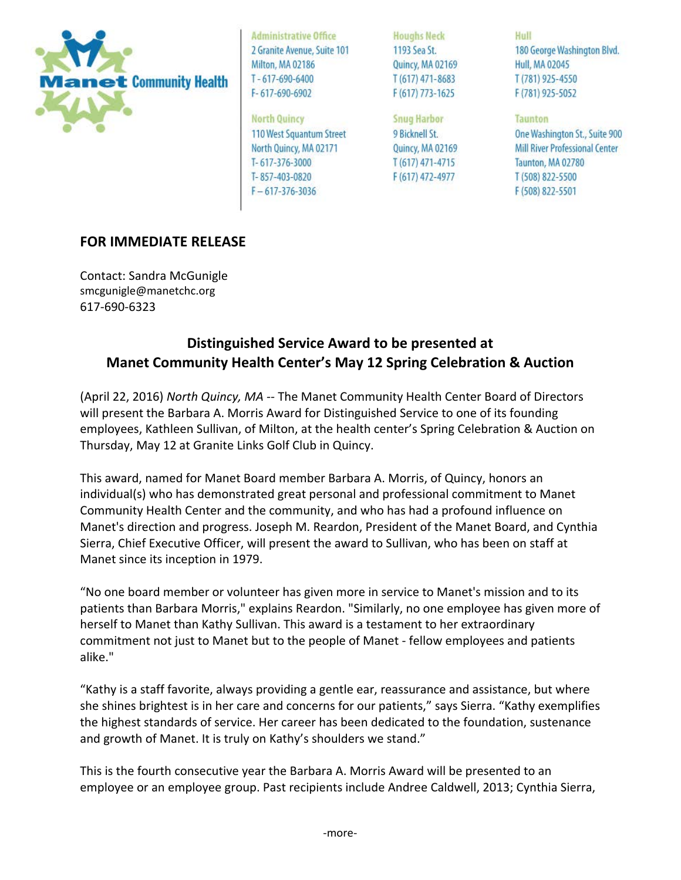Manet Community Health

**Administrative Office**
2 Granite Avenue, Suite 101
Milton, MA 02186
T - 617-690-6400
F- 617-690-6902

**North Quincy**
110 West Squantum Street
North Quincy, MA 02171
T- 617-376-3000
T- 857-403-0820
F – 617-376-3036

**Houghs Neck**
1193 Sea St.
Quincy, MA 02169
T (617) 471-8683
F (617) 773-1625

**Snug Harbor**
9 Bicknell St.
Quincy, MA 02169
T (617) 471-4715
F (617) 472-4977

**Hull**
180 George Washington Blvd.
Hull, MA 02045
T (781) 925-4550
F (781) 925-5052

**Taunton**
One Washington St., Suite 900
Mill River Professional Center
Taunton, MA 02780
T (508) 822-5500
F (508) 822-5501

**FOR IMMEDIATE RELEASE**

Contact: Sandra McGunigle
smcgunigle@manetchc.org
617-690-6323

## Distinguished Service Award to be presented at Manet Community Health Center's May 12 Spring Celebration & Auction

(April 22, 2016) *North Quincy, MA* -- The Manet Community Health Center Board of Directors will present the Barbara A. Morris Award for Distinguished Service to one of its founding employees, Kathleen Sullivan, of Milton, at the health center's Spring Celebration & Auction on Thursday, May 12 at Granite Links Golf Club in Quincy.

This award, named for Manet Board member Barbara A. Morris, of Quincy, honors an individual(s) who has demonstrated great personal and professional commitment to Manet Community Health Center and the community, and who has had a profound influence on Manet's direction and progress. Joseph M. Reardon, President of the Manet Board, and Cynthia Sierra, Chief Executive Officer, will present the award to Sullivan, who has been on staff at Manet since its inception in 1979.

"No one board member or volunteer has given more in service to Manet's mission and to its patients than Barbara Morris," explains Reardon. "Similarly, no one employee has given more of herself to Manet than Kathy Sullivan. This award is a testament to her extraordinary commitment not just to Manet but to the people of Manet - fellow employees and patients alike."

"Kathy is a staff favorite, always providing a gentle ear, reassurance and assistance, but where she shines brightest is in her care and concerns for our patients," says Sierra. "Kathy exemplifies the highest standards of service. Her career has been dedicated to the foundation, sustenance and growth of Manet. It is truly on Kathy's shoulders we stand."

This is the fourth consecutive year the Barbara A. Morris Award will be presented to an employee or an employee group. Past recipients include Andree Caldwell, 2013; Cynthia Sierra,

-more-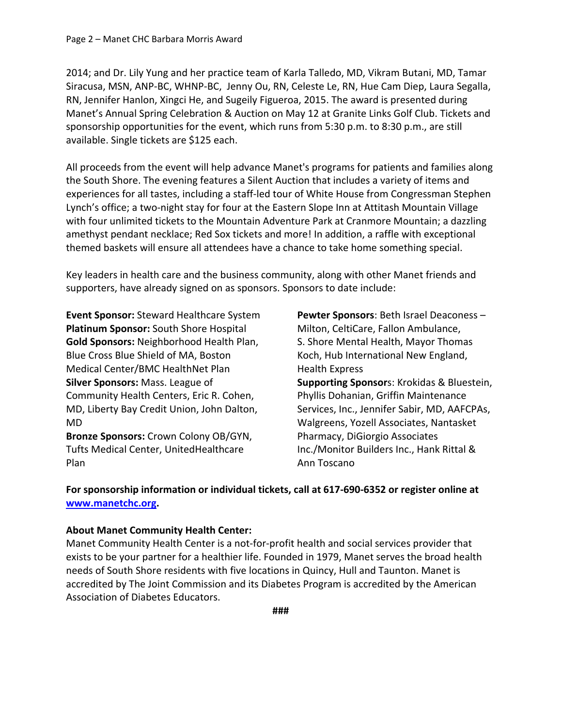2014; and Dr. Lily Yung and her practice team of Karla Talledo, MD, Vikram Butani, MD, Tamar Siracusa, MSN, ANP-BC, WHNP-BC, Jenny Ou, RN, Celeste Le, RN, Hue Cam Diep, Laura Segalla, RN, Jennifer Hanlon, Xingci He, and Sugeily Figueroa, 2015. The award is presented during Manet's Annual Spring Celebration & Auction on May 12 at Granite Links Golf Club. Tickets and sponsorship opportunities for the event, which runs from 5:30 p.m. to 8:30 p.m., are still available. Single tickets are $125 each.

All proceeds from the event will help advance Manet's programs for patients and families along the South Shore. The evening features a Silent Auction that includes a variety of items and experiences for all tastes, including a staff-led tour of White House from Congressman Stephen Lynch's office; a two-night stay for four at the Eastern Slope Inn at Attitash Mountain Village with four unlimited tickets to the Mountain Adventure Park at Cranmore Mountain; a dazzling amethyst pendant necklace; Red Sox tickets and more! In addition, a raffle with exceptional themed baskets will ensure all attendees have a chance to take home something special.

Key leaders in health care and the business community, along with other Manet friends and supporters, have already signed on as sponsors. Sponsors to date include:

**Event Sponsor:** Steward Healthcare System
**Platinum Sponsor:** South Shore Hospital
**Gold Sponsors:** Neighborhood Health Plan, Blue Cross Blue Shield of MA, Boston Medical Center/BMC HealthNet Plan
**Silver Sponsors:** Mass. League of Community Health Centers, Eric R. Cohen, MD, Liberty Bay Credit Union, John Dalton, MD
**Bronze Sponsors:** Crown Colony OB/GYN, Tufts Medical Center, UnitedHealthcare Plan
**Pewter Sponsors**: Beth Israel Deaconess – Milton, CeltiCare, Fallon Ambulance, S. Shore Mental Health, Mayor Thomas Koch, Hub International New England, Health Express
**Supporting Sponsor**s: Krokidas & Bluestein, Phyllis Dohanian, Griffin Maintenance Services, Inc., Jennifer Sabir, MD, AAFCPAs, Walgreens, Yozell Associates, Nantasket Pharmacy, DiGiorgio Associates Inc./Monitor Builders Inc., Hank Rittal & Ann Toscano

**For sponsorship information or individual tickets, call at 617-690-6352 or register online at [www.manetchc.org](http://www.manetchc.org).**

**About Manet Community Health Center:**
Manet Community Health Center is a not-for-profit health and social services provider that exists to be your partner for a healthier life. Founded in 1979, Manet serves the broad health needs of South Shore residents with five locations in Quincy, Hull and Taunton. Manet is accredited by The Joint Commission and its Diabetes Program is accredited by the American Association of Diabetes Educators.

###